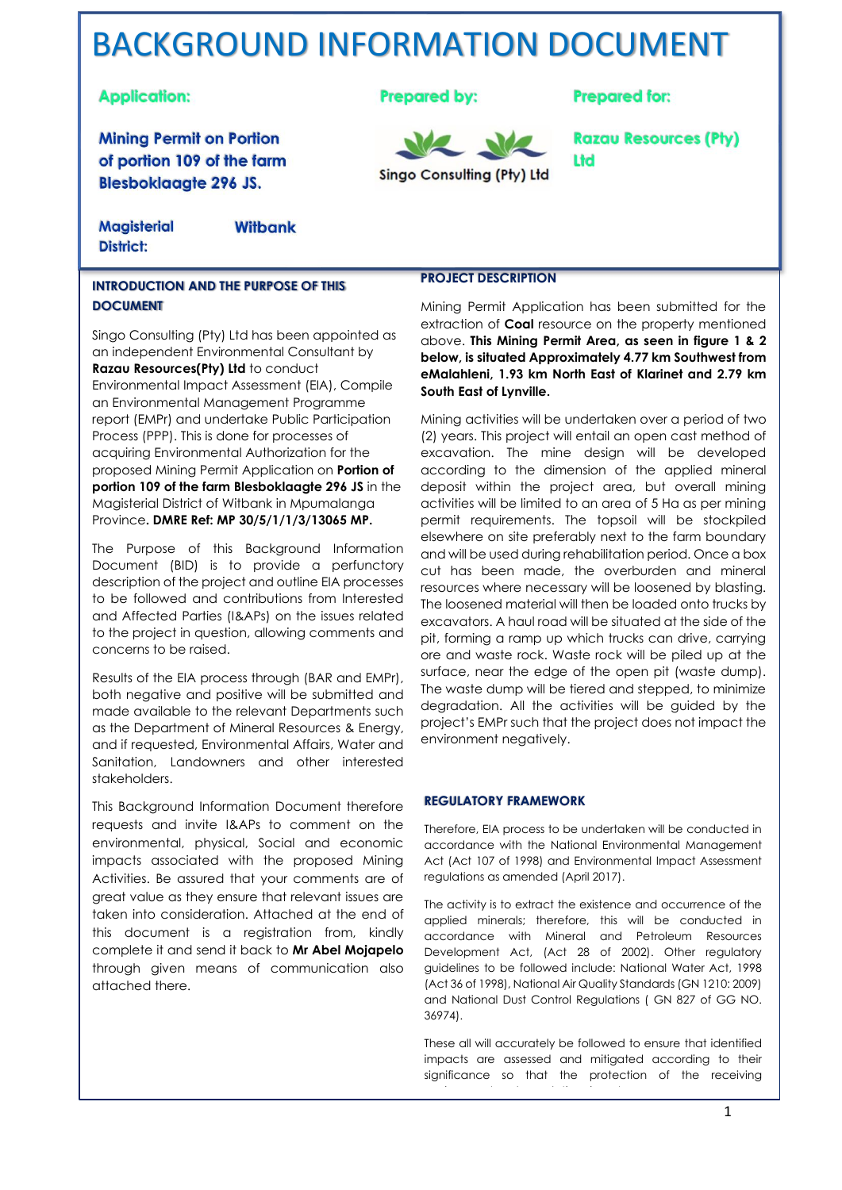# BACKGROUND INFORMATION DOCUMENT

**Application:**

**Mining Permit on Portion of portion 109 of the farm Blesboklaagte 296 JS.**

**Prepared by:**

Singo Consulting (Pty) Ltd

**Prepared for:**

**Razau Resources (Pty) Ltd**

**Magisterial District:** **Witbank**

## INTRODUCTION AND THE PURPOSE OF THIS DOCUMENT

Singo Consulting (Pty) Ltd has been appointed as an independent Environmental Consultant by **Razau Resources(Pty) Ltd** to conduct Environmental Impact Assessment (EIA), Compile an Environmental Management Programme report (EMPr) and undertake Public Participation Process (PPP). This is done for processes of acquiring Environmental Authorization for the proposed Mining Permit Application on **Portion of portion 109 of the farm Blesboklaagte 296 JS** in the Magisterial District of Witbank in Mpumalanga Province**. DMRE Ref: MP 30/5/1/1/3/13065 MP.**

The Purpose of this Background Information Document (BID) is to provide a perfunctory description of the project and outline EIA processes to be followed and contributions from Interested and Affected Parties (I&APs) on the issues related to the project in question, allowing comments and concerns to be raised.

Results of the EIA process through (BAR and EMPr), both negative and positive will be submitted and made available to the relevant Departments such as the Department of Mineral Resources & Energy, and if requested, Environmental Affairs, Water and Sanitation, Landowners and other interested stakeholders.

This Background Information Document therefore requests and invite I&APs to comment on the environmental, physical, Social and economic impacts associated with the proposed Mining Activities. Be assured that your comments are of great value as they ensure that relevant issues are taken into consideration. Attached at the end of this document is a registration from, kindly complete it and send it back to **Mr Abel Mojapelo** through given means of communication also attached there.

## PROJECT DESCRIPTION

Mining Permit Application has been submitted for the extraction of **Coal** resource on the property mentioned above. **This Mining Permit Area, as seen in figure 1 & 2 below, is situated Approximately 4.77 km Southwest from eMalahleni, 1.93 km North East of Klarinet and 2.79 km South East of Lynville.**

Mining activities will be undertaken over a period of two (2) years. This project will entail an open cast method of excavation. The mine design will be developed according to the dimension of the applied mineral deposit within the project area, but overall mining activities will be limited to an area of 5 Ha as per mining permit requirements. The topsoil will be stockpiled elsewhere on site preferably next to the farm boundary and will be used during rehabilitation period. Once a box cut has been made, the overburden and mineral resources where necessary will be loosened by blasting. The loosened material will then be loaded onto trucks by excavators. A haul road will be situated at the side of the pit, forming a ramp up which trucks can drive, carrying ore and waste rock. Waste rock will be piled up at the surface, near the edge of the open pit (waste dump). The waste dump will be tiered and stepped, to minimize degradation. All the activities will be guided by the project's EMPr such that the project does not impact the environment negatively.

## REGULATORY FRAMEWORK

Therefore, EIA process to be undertaken will be conducted in accordance with the National Environmental Management Act (Act 107 of 1998) and Environmental Impact Assessment regulations as amended (April 2017).

The activity is to extract the existence and occurrence of the applied minerals; therefore, this will be conducted in accordance with Mineral and Petroleum Resources Development Act, (Act 28 of 2002). Other regulatory guidelines to be followed include: National Water Act, 1998 (Act 36 of 1998), National Air Quality Standards (GN 1210: 2009) and National Dust Control Regulations ( GN 827 of GG NO. 36974).

These all will accurately be followed to ensure that identified impacts are assessed and mitigated according to their significance so that the protection of the receiving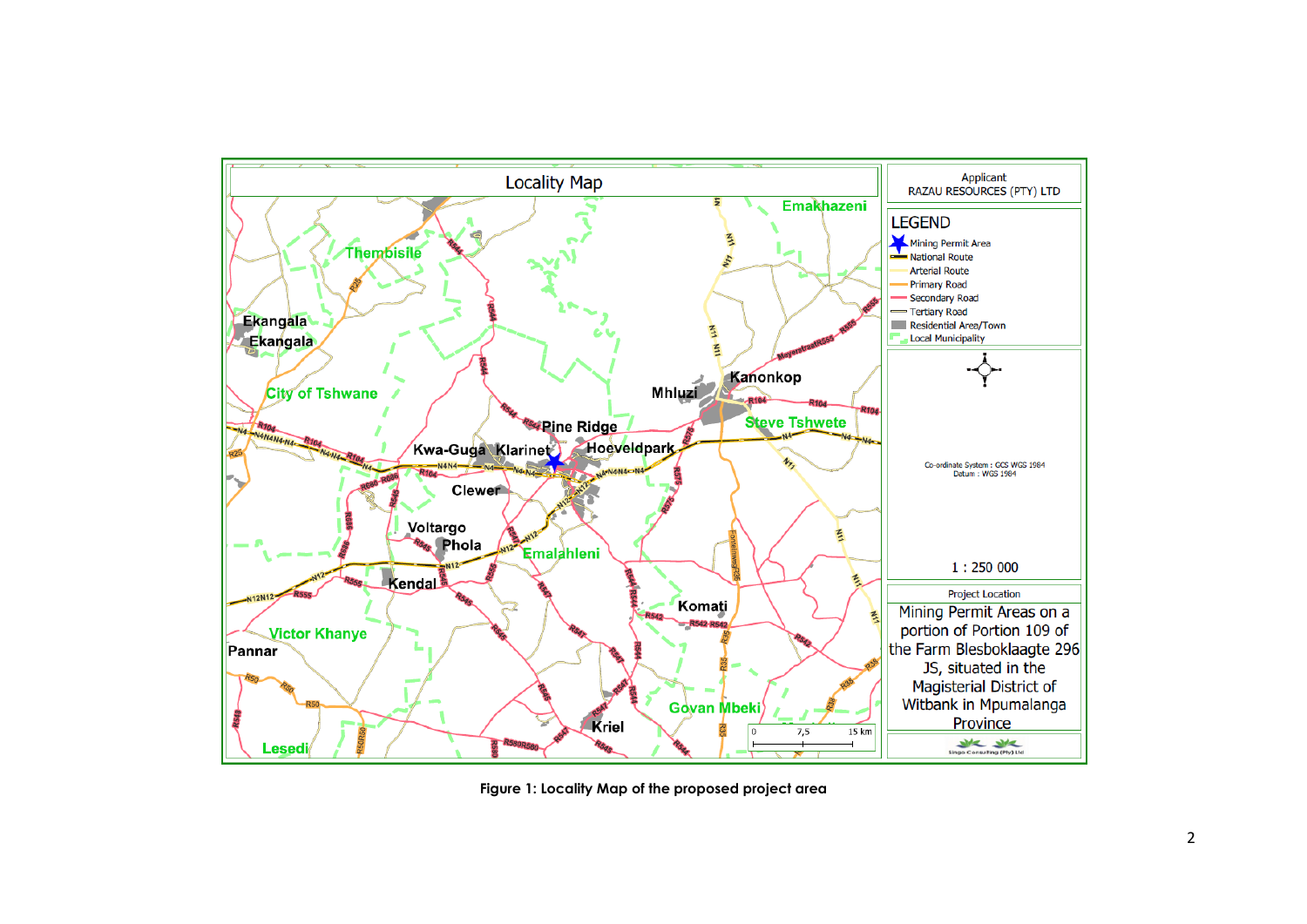Figure 1: Locality Map of the proposed project area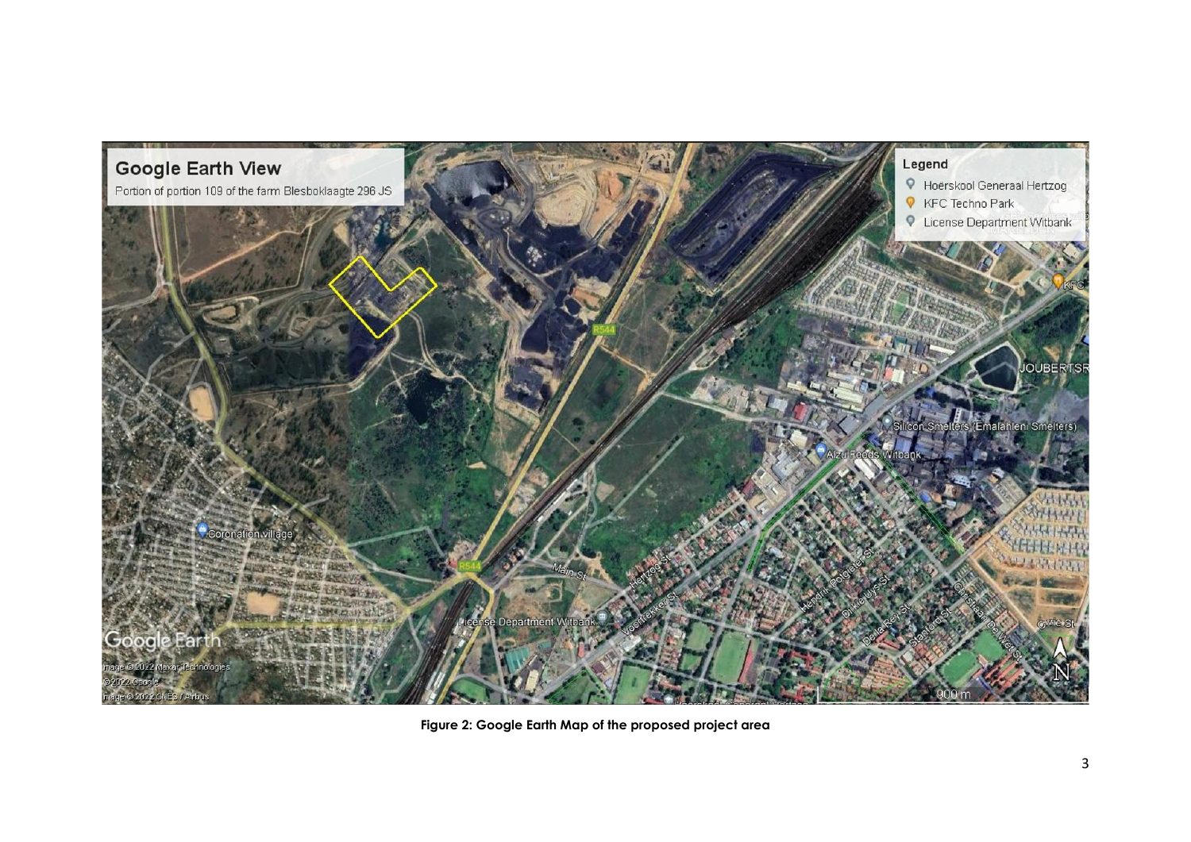**Figure 2: Google Earth Map of the proposed project area**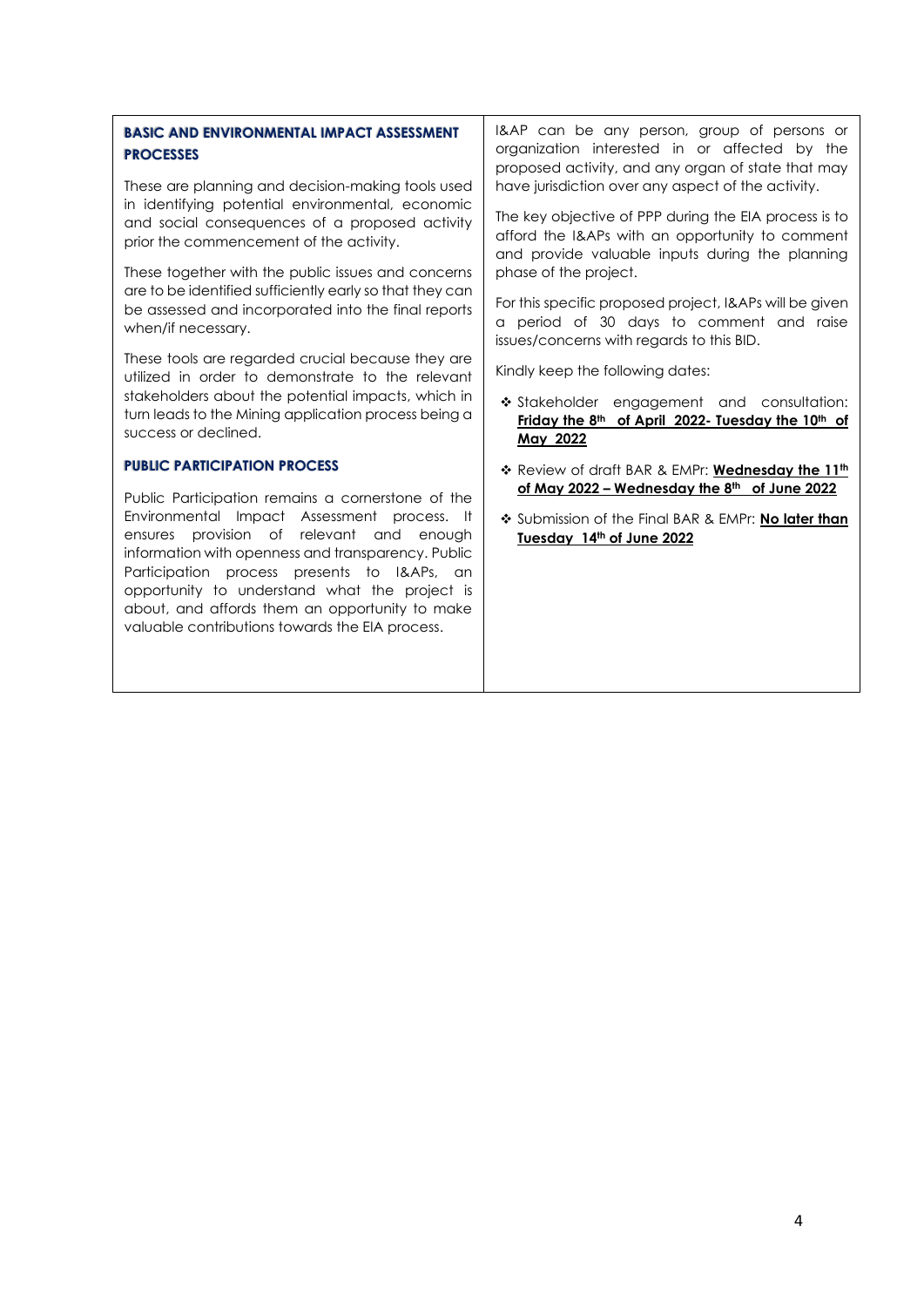## BASIC AND ENVIRONMENTAL IMPACT ASSESSMENT PROCESSES

These are planning and decision-making tools used in identifying potential environmental, economic and social consequences of a proposed activity prior the commencement of the activity.

These together with the public issues and concerns are to be identified sufficiently early so that they can be assessed and incorporated into the final reports when/if necessary.

These tools are regarded crucial because they are utilized in order to demonstrate to the relevant stakeholders about the potential impacts, which in turn leads to the Mining application process being a success or declined.

## PUBLIC PARTICIPATION PROCESS

Public Participation remains a cornerstone of the Environmental Impact Assessment process. It ensures provision of relevant and enough information with openness and transparency. Public Participation process presents to I&APs, an opportunity to understand what the project is about, and affords them an opportunity to make valuable contributions towards the EIA process.

I&AP can be any person, group of persons or organization interested in or affected by the proposed activity, and any organ of state that may have jurisdiction over any aspect of the activity.

The key objective of PPP during the EIA process is to afford the I&APs with an opportunity to comment and provide valuable inputs during the planning phase of the project.

For this specific proposed project, I&APs will be given a period of 30 days to comment and raise issues/concerns with regards to this BID.

Kindly keep the following dates:

- Stakeholder engagement and consultation: **Friday the 8th of April 2022- Tuesday the 10th of May 2022**
- Review of draft BAR & EMPr: **Wednesday the 11th of May 2022 – Wednesday the 8th of June 2022**
- Submission of the Final BAR & EMPr: **No later than Tuesday 14th of June 2022**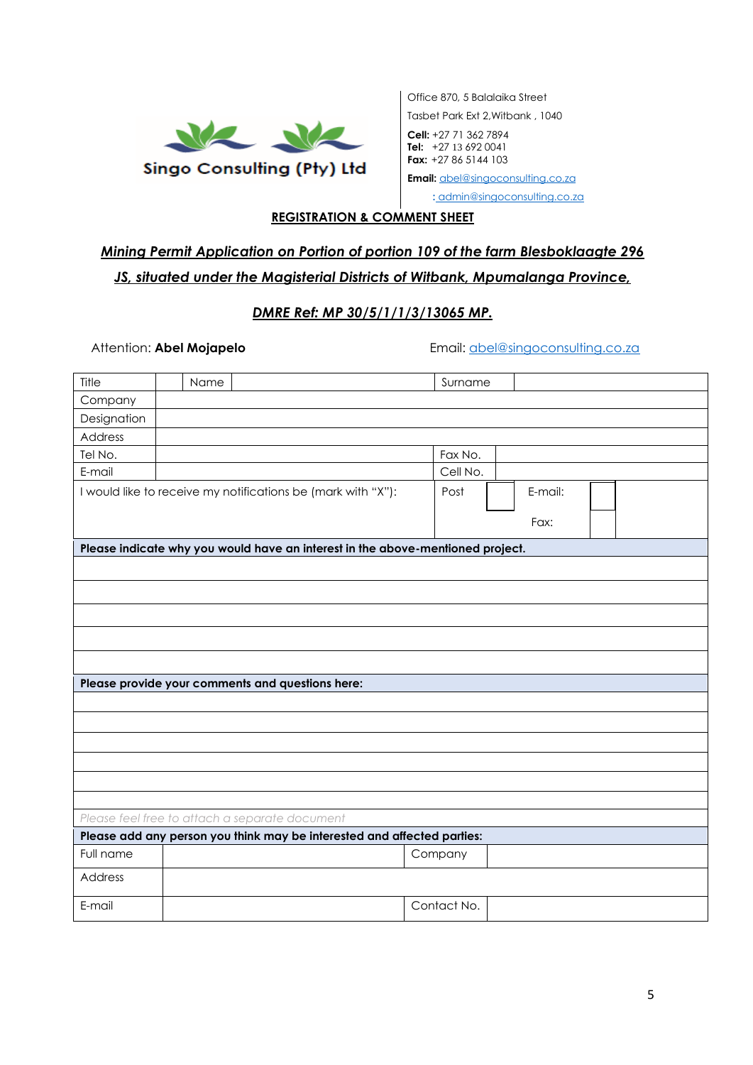Singo Consulting (Pty) Ltd

Office 870, 5 Balalaika Street
Tasbet Park Ext 2,Witbank , 1040

**Cell:** +27 71 362 7894
**Tel:** +27 13 692 0041
**Fax:** +27 86 5144 103

**Email:** abel@singoconsulting.co.za
: admin@singoconsulting.co.za

**REGISTRATION & COMMENT SHEET**

***Mining Permit Application on Portion of portion 109 of the farm Blesboklaagte 296 JS, situated under the Magisterial Districts of Witbank, Mpumalanga Province,***

***DMRE Ref: MP 30/5/1/1/3/13065 MP.***

Attention: **Abel Mojapelo** Email: abel@singoconsulting.co.za

| | | | | | |
|---|---|---|---|---|---|
| Title | | Name | | Surname | |
| Company | | | | | |
| Designation | | | | | |
| Address | | | | | |
| Tel No. | | | | Fax No. | |
| E-mail | | | | Cell No. | |
| I would like to receive my notifications be (mark with "X"): | | | | Post | E-mail: / Fax: |

| |
|---|
| **Please indicate why you would have an interest in the above-mentioned project.** |
| |
| |
| |
| |
| |
| **Please provide your comments and questions here:** |
| |
| |
| |
| |
| |
| |
| *Please feel free to attach a separate document* |
| **Please add any person you think may be interested and affected parties:** |

| | | | |
|---|---|---|---|
| Full name | | Company | |
| Address | | | |
| E-mail | | Contact No. | |